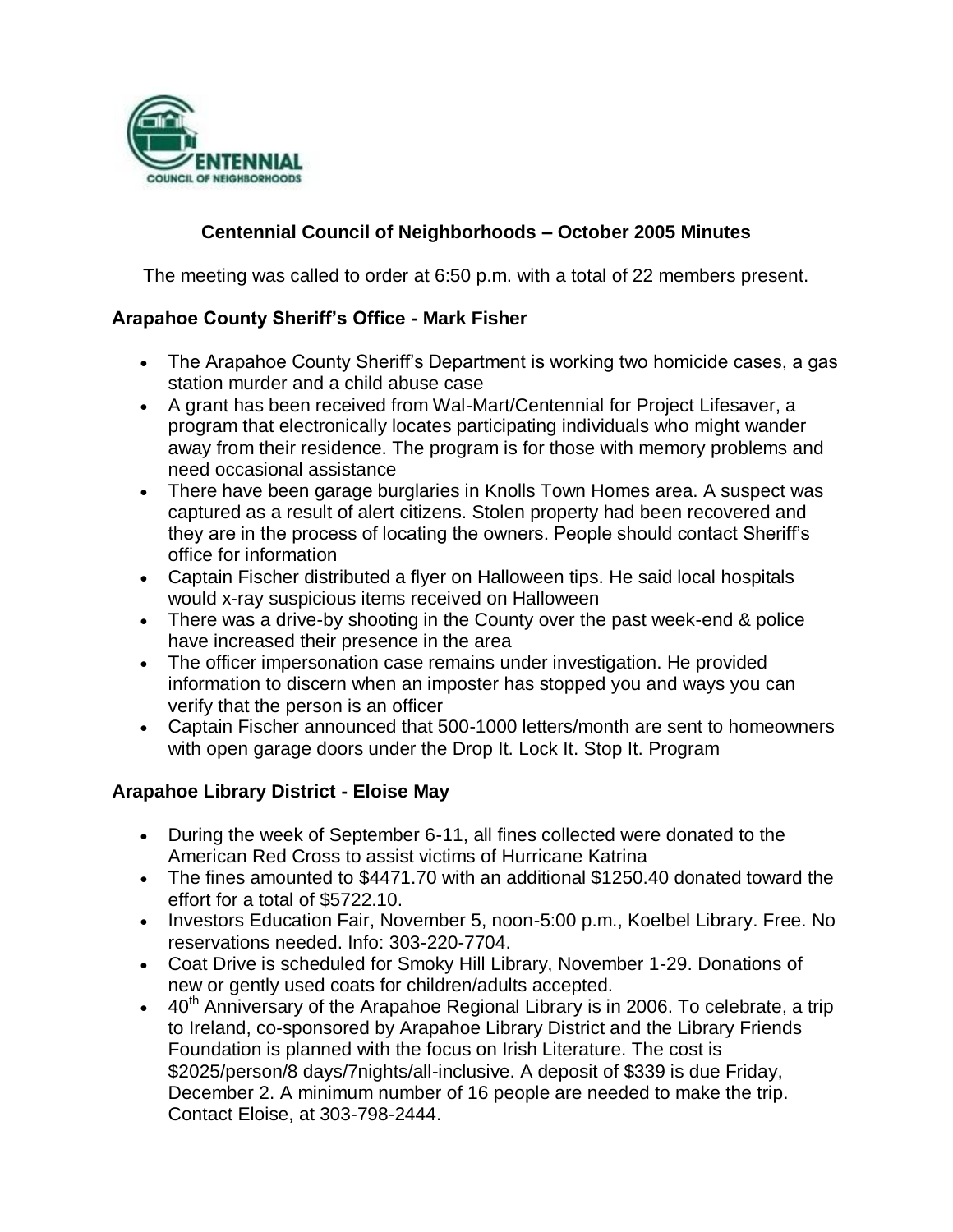# Centennial Council of Neighborhoods – October 2005 Minutes

The meeting was called to order at 6:50 p.m. with a total of 22 members present.

### Arapahoe County Sheriff's Office - Mark Fisher

- The Arapahoe County Sheriff's Department is working two homicide cases, a gas station murder and a child abuse case
- A grant has been received from Wal-Mart/Centennial for Project Lifesaver, a program that electronically locates participating individuals who might wander away from their residence. The program is for those with memory problems and need occasional assistance
- There have been garage burglaries in Knolls Town Homes area. A suspect was captured as a result of alert citizens. Stolen property had been recovered and they are in the process of locating the owners. People should contact Sheriff's office for information
- Captain Fischer distributed a flyer on Halloween tips. He said local hospitals would x-ray suspicious items received on Halloween
- There was a drive-by shooting in the County over the past week-end & police have increased their presence in the area
- The officer impersonation case remains under investigation. He provided information to discern when an imposter has stopped you and ways you can verify that the person is an officer
- Captain Fischer announced that 500-1000 letters/month are sent to homeowners with open garage doors under the Drop It. Lock It. Stop It. Program

### Arapahoe Library District - Eloise May

- During the week of September 6-11, all fines collected were donated to the American Red Cross to assist victims of Hurricane Katrina
- The fines amounted to $4471.70 with an additional $1250.40 donated toward the effort for a total of $5722.10.
- Investors Education Fair, November 5, noon-5:00 p.m., Koelbel Library. Free. No reservations needed. Info: 303-220-7704.
- Coat Drive is scheduled for Smoky Hill Library, November 1-29. Donations of new or gently used coats for children/adults accepted.
- 40th Anniversary of the Arapahoe Regional Library is in 2006. To celebrate, a trip to Ireland, co-sponsored by Arapahoe Library District and the Library Friends Foundation is planned with the focus on Irish Literature. The cost is $2025/person/8 days/7nights/all-inclusive. A deposit of $339 is due Friday, December 2. A minimum number of 16 people are needed to make the trip. Contact Eloise, at 303-798-2444.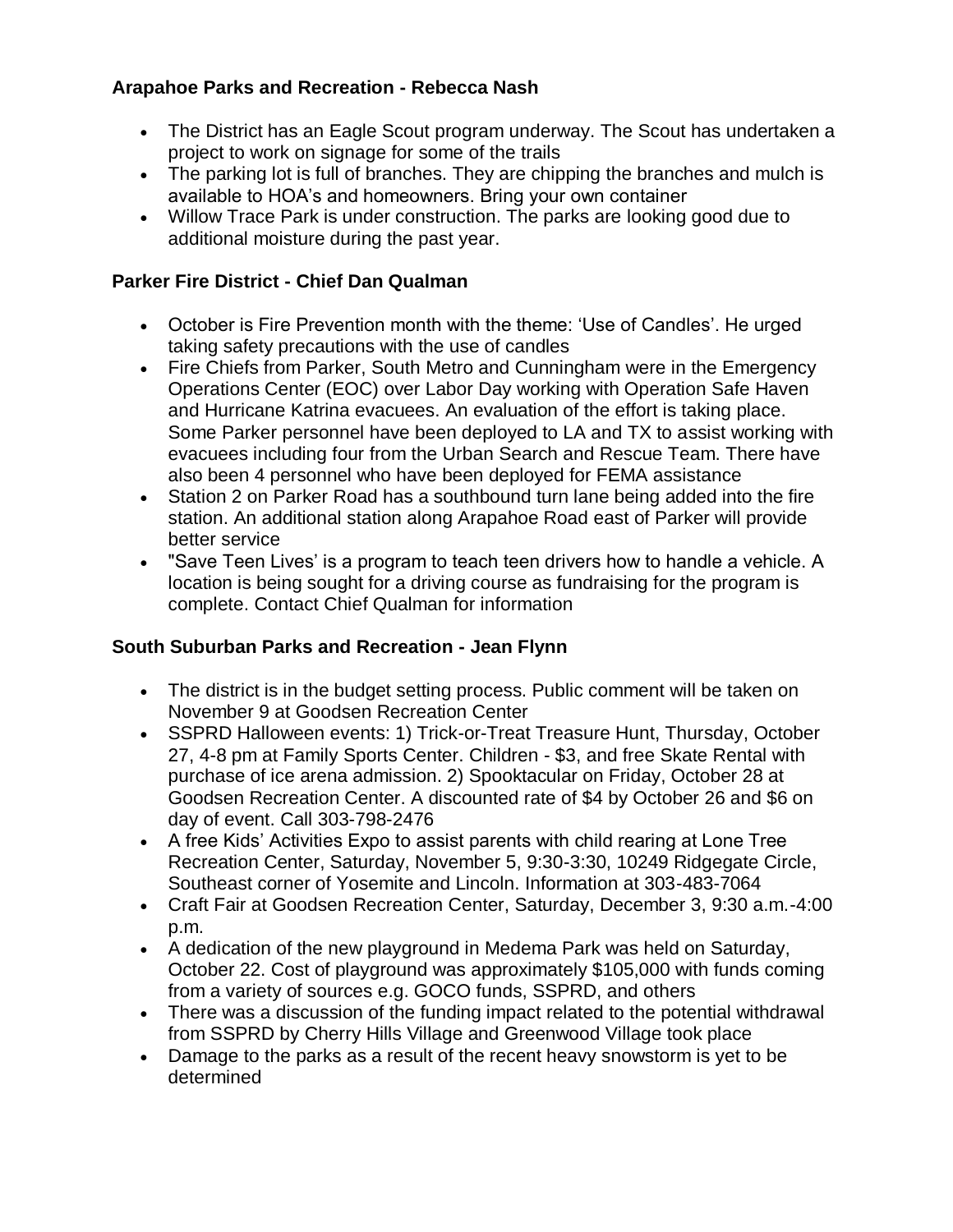### Arapahoe Parks and Recreation - Rebecca Nash

- The District has an Eagle Scout program underway. The Scout has undertaken a project to work on signage for some of the trails
- The parking lot is full of branches. They are chipping the branches and mulch is available to HOA's and homeowners. Bring your own container
- Willow Trace Park is under construction. The parks are looking good due to additional moisture during the past year.

### Parker Fire District - Chief Dan Qualman

- October is Fire Prevention month with the theme: 'Use of Candles'. He urged taking safety precautions with the use of candles
- Fire Chiefs from Parker, South Metro and Cunningham were in the Emergency Operations Center (EOC) over Labor Day working with Operation Safe Haven and Hurricane Katrina evacuees. An evaluation of the effort is taking place. Some Parker personnel have been deployed to LA and TX to assist working with evacuees including four from the Urban Search and Rescue Team. There have also been 4 personnel who have been deployed for FEMA assistance
- Station 2 on Parker Road has a southbound turn lane being added into the fire station. An additional station along Arapahoe Road east of Parker will provide better service
- "Save Teen Lives' is a program to teach teen drivers how to handle a vehicle. A location is being sought for a driving course as fundraising for the program is complete. Contact Chief Qualman for information

### South Suburban Parks and Recreation - Jean Flynn

- The district is in the budget setting process. Public comment will be taken on November 9 at Goodsen Recreation Center
- SSPRD Halloween events: 1) Trick-or-Treat Treasure Hunt, Thursday, October 27, 4-8 pm at Family Sports Center. Children - $3, and free Skate Rental with purchase of ice arena admission. 2) Spooktacular on Friday, October 28 at Goodsen Recreation Center. A discounted rate of $4 by October 26 and $6 on day of event. Call 303-798-2476
- A free Kids' Activities Expo to assist parents with child rearing at Lone Tree Recreation Center, Saturday, November 5, 9:30-3:30, 10249 Ridgegate Circle, Southeast corner of Yosemite and Lincoln. Information at 303-483-7064
- Craft Fair at Goodsen Recreation Center, Saturday, December 3, 9:30 a.m.-4:00 p.m.
- A dedication of the new playground in Medema Park was held on Saturday, October 22. Cost of playground was approximately $105,000 with funds coming from a variety of sources e.g. GOCO funds, SSPRD, and others
- There was a discussion of the funding impact related to the potential withdrawal from SSPRD by Cherry Hills Village and Greenwood Village took place
- Damage to the parks as a result of the recent heavy snowstorm is yet to be determined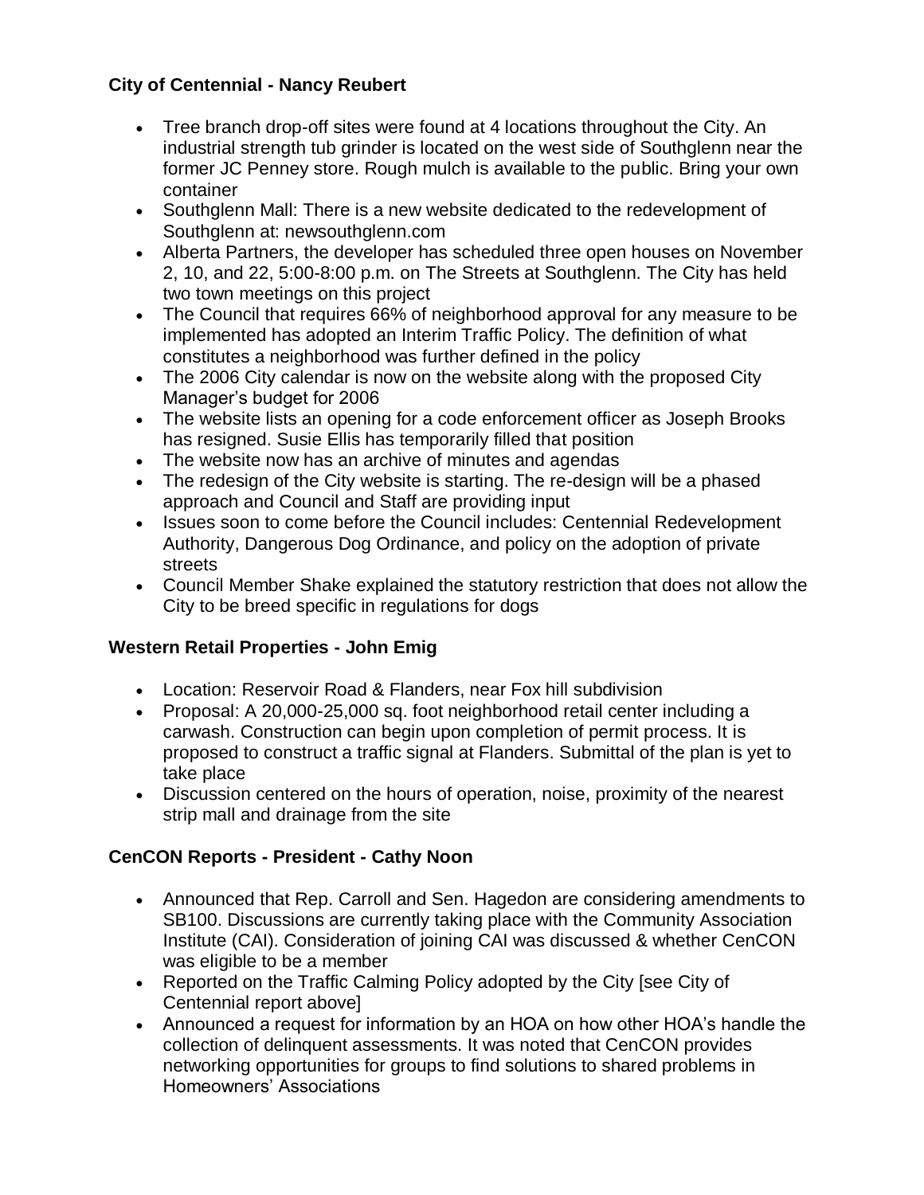### City of Centennial - Nancy Reubert

- Tree branch drop-off sites were found at 4 locations throughout the City. An industrial strength tub grinder is located on the west side of Southglenn near the former JC Penney store. Rough mulch is available to the public. Bring your own container
- Southglenn Mall: There is a new website dedicated to the redevelopment of Southglenn at: newsouthglenn.com
- Alberta Partners, the developer has scheduled three open houses on November 2, 10, and 22, 5:00-8:00 p.m. on The Streets at Southglenn. The City has held two town meetings on this project
- The Council that requires 66% of neighborhood approval for any measure to be implemented has adopted an Interim Traffic Policy. The definition of what constitutes a neighborhood was further defined in the policy
- The 2006 City calendar is now on the website along with the proposed City Manager's budget for 2006
- The website lists an opening for a code enforcement officer as Joseph Brooks has resigned. Susie Ellis has temporarily filled that position
- The website now has an archive of minutes and agendas
- The redesign of the City website is starting. The re-design will be a phased approach and Council and Staff are providing input
- Issues soon to come before the Council includes: Centennial Redevelopment Authority, Dangerous Dog Ordinance, and policy on the adoption of private streets
- Council Member Shake explained the statutory restriction that does not allow the City to be breed specific in regulations for dogs

### Western Retail Properties - John Emig

- Location: Reservoir Road & Flanders, near Fox hill subdivision
- Proposal: A 20,000-25,000 sq. foot neighborhood retail center including a carwash. Construction can begin upon completion of permit process. It is proposed to construct a traffic signal at Flanders. Submittal of the plan is yet to take place
- Discussion centered on the hours of operation, noise, proximity of the nearest strip mall and drainage from the site

### CenCON Reports - President - Cathy Noon

- Announced that Rep. Carroll and Sen. Hagedon are considering amendments to SB100. Discussions are currently taking place with the Community Association Institute (CAI). Consideration of joining CAI was discussed & whether CenCON was eligible to be a member
- Reported on the Traffic Calming Policy adopted by the City [see City of Centennial report above]
- Announced a request for information by an HOA on how other HOA's handle the collection of delinquent assessments. It was noted that CenCON provides networking opportunities for groups to find solutions to shared problems in Homeowners' Associations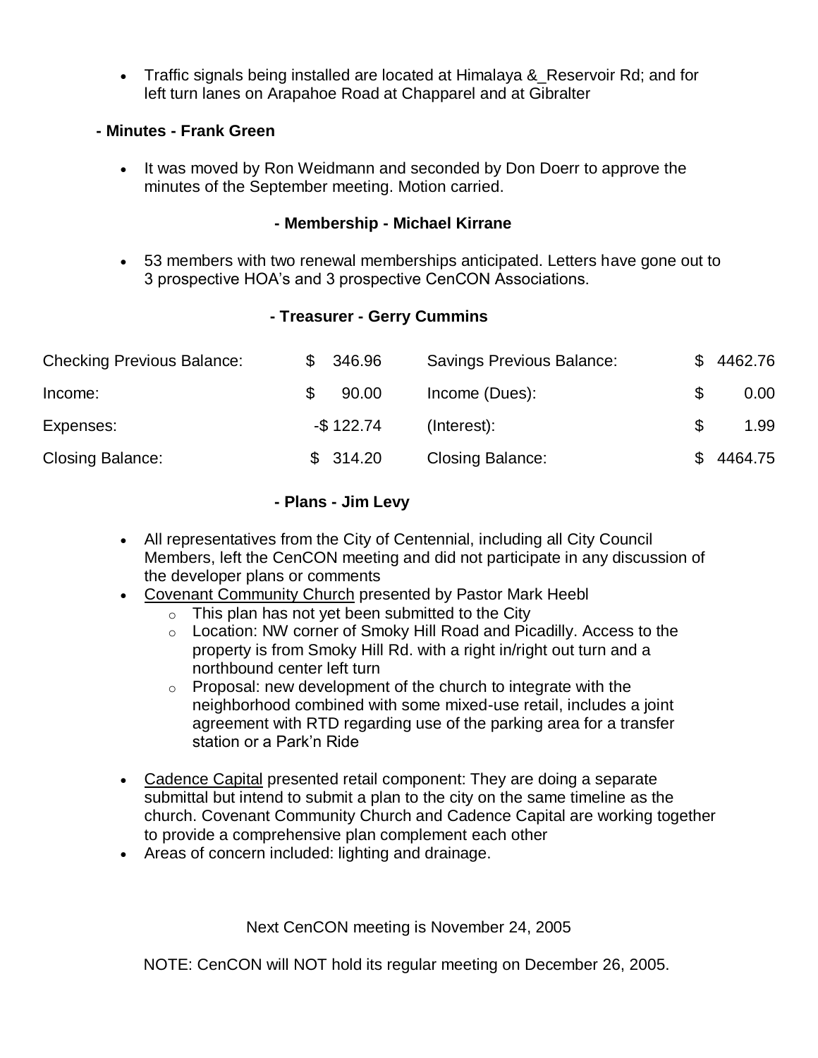- Traffic signals being installed are located at Himalaya &_Reservoir Rd; and for left turn lanes on Arapahoe Road at Chapparel and at Gibralter

**- Minutes - Frank Green**

- It was moved by Ron Weidmann and seconded by Don Doerr to approve the minutes of the September meeting. Motion carried.

**- Membership - Michael Kirrane**

- 53 members with two renewal memberships anticipated. Letters have gone out to 3 prospective HOA's and 3 prospective CenCON Associations.

**- Treasurer - Gerry Cummins**

| | | | |
|---|---|---|---|
| Checking Previous Balance: | $ 346.96 | Savings Previous Balance: | $ 4462.76 |
| Income: | $ 90.00 | Income (Dues): | $ 0.00 |
| Expenses: | -$ 122.74 | (Interest): | $ 1.99 |
| Closing Balance: | $ 314.20 | Closing Balance: | $ 4464.75 |

**- Plans - Jim Levy**

- All representatives from the City of Centennial, including all City Council Members, left the CenCON meeting and did not participate in any discussion of the developer plans or comments
- Covenant Community Church presented by Pastor Mark Heebl
  - This plan has not yet been submitted to the City
  - Location: NW corner of Smoky Hill Road and Picadilly. Access to the property is from Smoky Hill Rd. with a right in/right out turn and a northbound center left turn
  - Proposal: new development of the church to integrate with the neighborhood combined with some mixed-use retail, includes a joint agreement with RTD regarding use of the parking area for a transfer station or a Park'n Ride
- Cadence Capital presented retail component: They are doing a separate submittal but intend to submit a plan to the city on the same timeline as the church. Covenant Community Church and Cadence Capital are working together to provide a comprehensive plan complement each other
- Areas of concern included: lighting and drainage.

Next CenCON meeting is November 24, 2005

NOTE: CenCON will NOT hold its regular meeting on December 26, 2005.